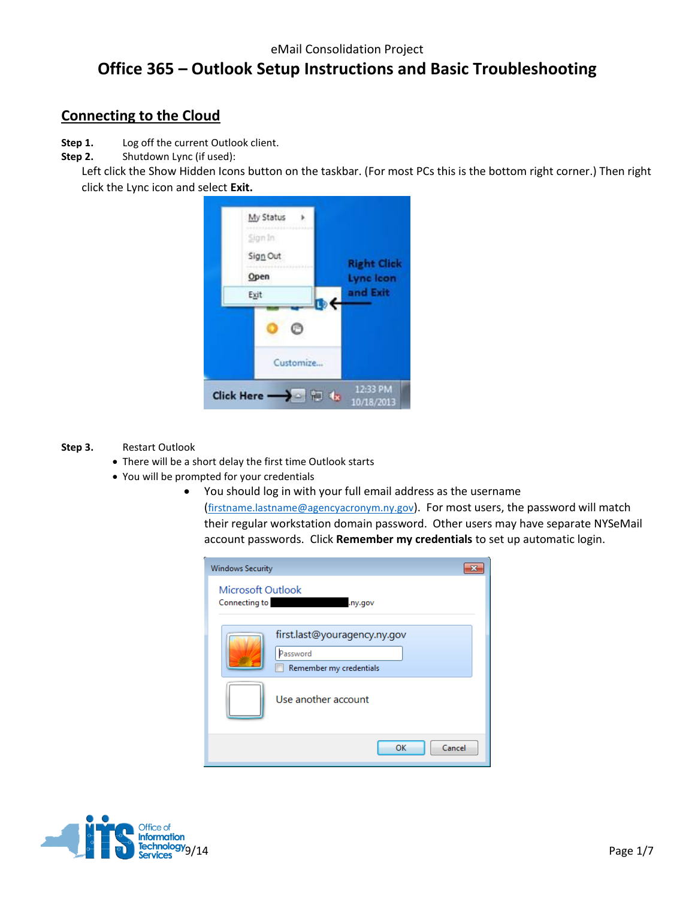eMail Consolidation Project

# Office 365 – Outlook Setup Instructions and Basic Troubleshooting

## Connecting to the Cloud

**Step 1.** Log off the current Outlook client.

**Step 2.** Shutdown Lync (if used):

Left click the Show Hidden Icons button on the taskbar. (For most PCs this is the bottom right corner.) Then right click the Lync icon and select **Exit.**

**Step 3.** Restart Outlook

- There will be a short delay the first time Outlook starts
- You will be prompted for your credentials
  - You should log in with your full email address as the username (firstname.lastname@agencyacronym.ny.gov). For most users, the password will match their regular workstation domain password. Other users may have separate NYSeMail account passwords. Click **Remember my credentials** to set up automatic login.

9/14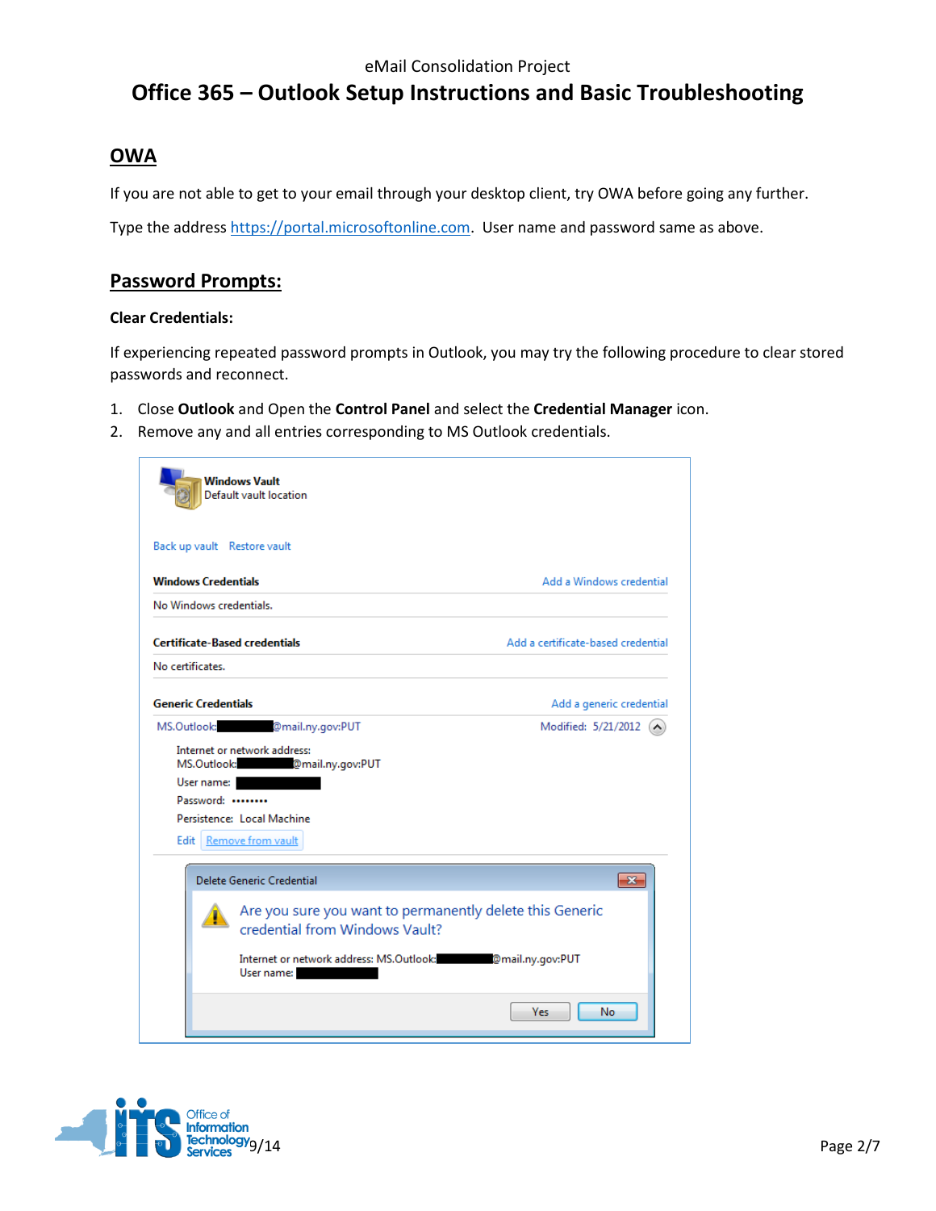## OWA

If you are not able to get to your email through your desktop client, try OWA before going any further.

Type the address https://portal.microsoftonline.com. User name and password same as above.

## Password Prompts:

**Clear Credentials:**

If experiencing repeated password prompts in Outlook, you may try the following procedure to clear stored passwords and reconnect.

1. Close **Outlook** and Open the **Control Panel** and select the **Credential Manager** icon.
2. Remove any and all entries corresponding to MS Outlook credentials.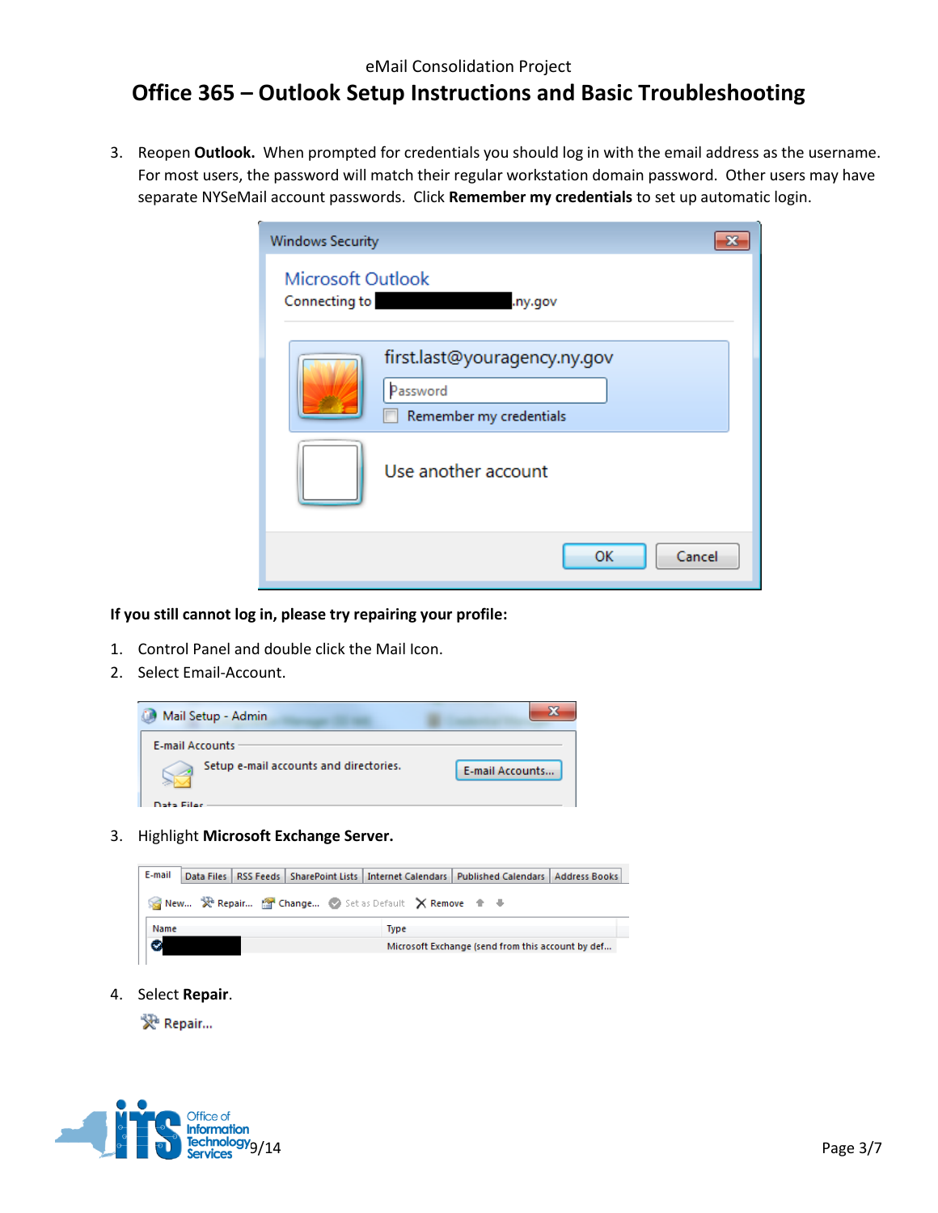3. Reopen **Outlook.** When prompted for credentials you should log in with the email address as the username. For most users, the password will match their regular workstation domain password. Other users may have separate NYSeMail account passwords. Click **Remember my credentials** to set up automatic login.

**If you still cannot log in, please try repairing your profile:**

1. Control Panel and double click the Mail Icon.
2. Select Email-Account.
3. Highlight **Microsoft Exchange Server.**
4. Select **Repair**.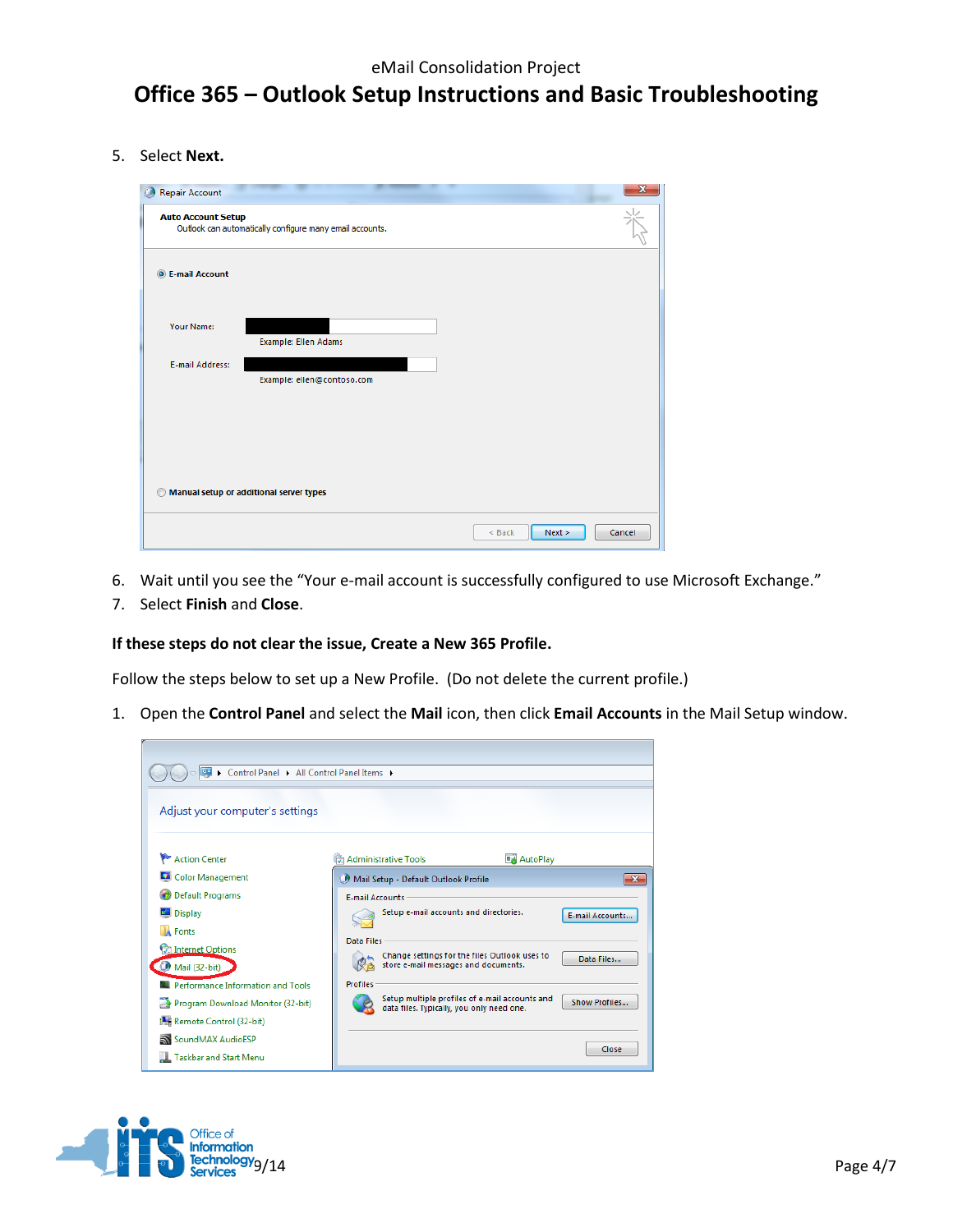5. Select **Next.**

6. Wait until you see the "Your e-mail account is successfully configured to use Microsoft Exchange."
7. Select **Finish** and **Close**.

**If these steps do not clear the issue, Create a New 365 Profile.**

Follow the steps below to set up a New Profile. (Do not delete the current profile.)

1. Open the **Control Panel** and select the **Mail** icon, then click **Email Accounts** in the Mail Setup window.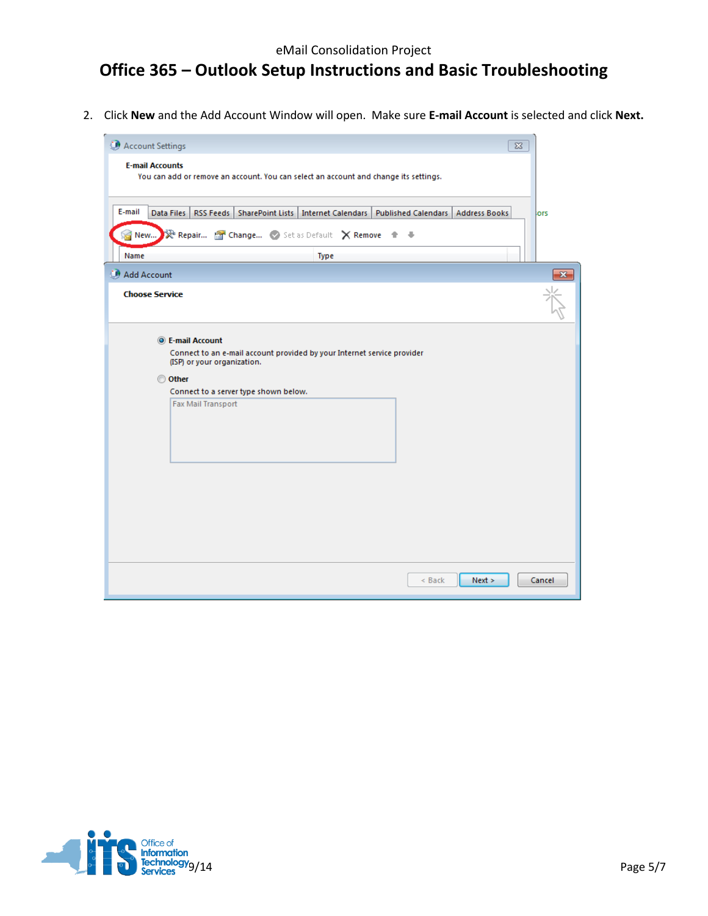2. Click **New** and the Add Account Window will open. Make sure **E-mail Account** is selected and click **Next.**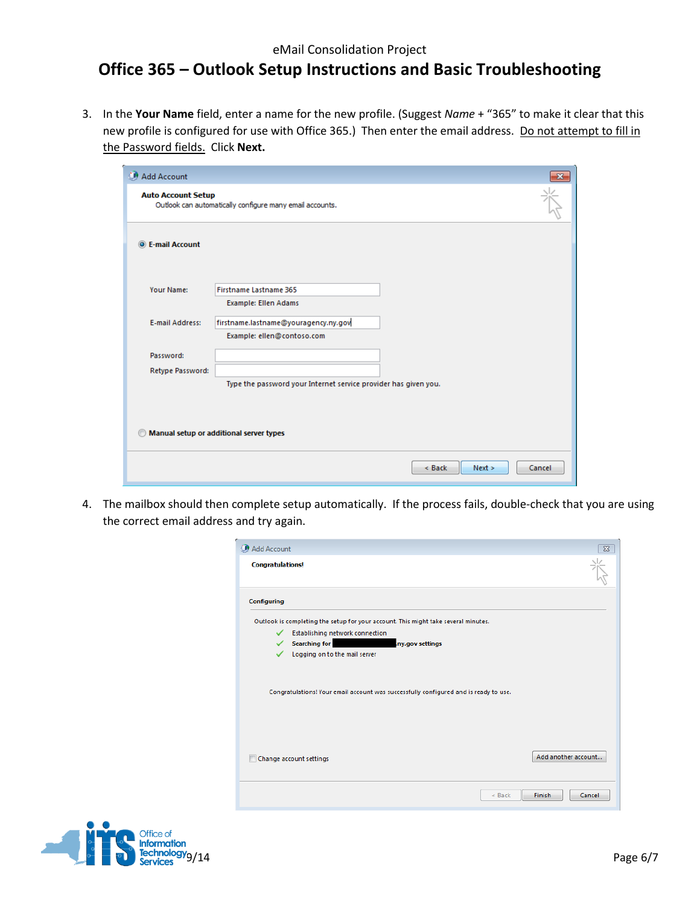3. In the **Your Name** field, enter a name for the new profile. (Suggest *Name* + "365" to make it clear that this new profile is configured for use with Office 365.) Then enter the email address. <u>Do not attempt to fill in the Password fields.</u> Click **Next.**

4. The mailbox should then complete setup automatically. If the process fails, double-check that you are using the correct email address and try again.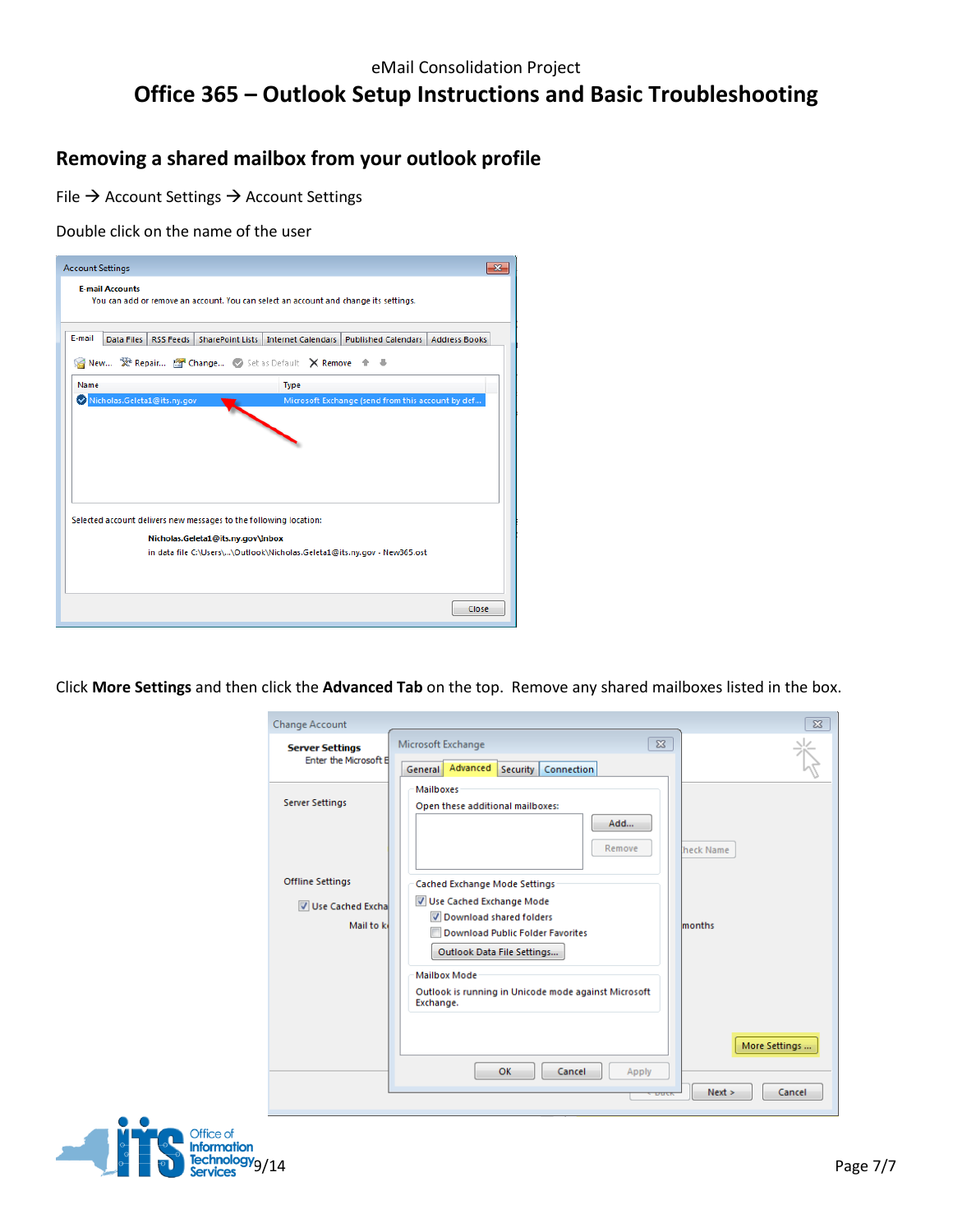## Removing a shared mailbox from your outlook profile

File → Account Settings → Account Settings

Double click on the name of the user

Click **More Settings** and then click the **Advanced Tab** on the top. Remove any shared mailboxes listed in the box.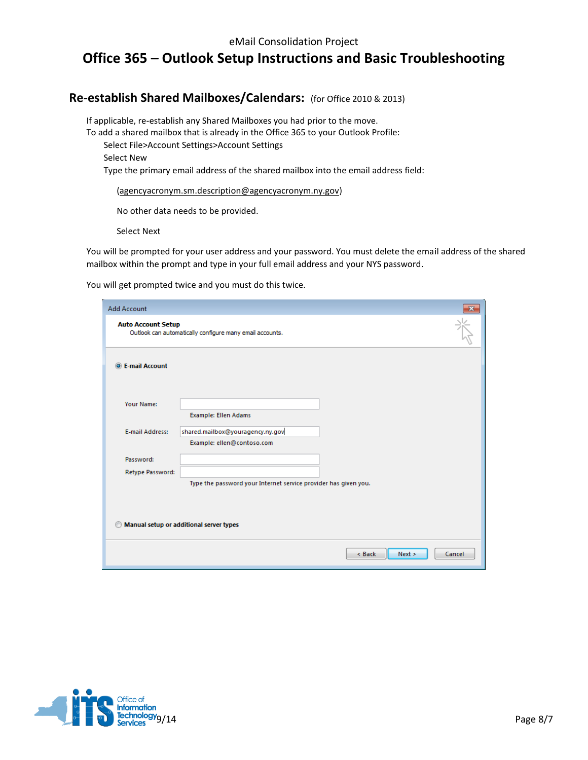## Re-establish Shared Mailboxes/Calendars: (for Office 2010 & 2013)

If applicable, re-establish any Shared Mailboxes you had prior to the move.
To add a shared mailbox that is already in the Office 365 to your Outlook Profile:

Select File>Account Settings>Account Settings

Select New

Type the primary email address of the shared mailbox into the email address field:

(agencyacronym.sm.description@agencyacronym.ny.gov)

No other data needs to be provided.

Select Next

You will be prompted for your user address and your password. You must delete the email address of the shared mailbox within the prompt and type in your full email address and your NYS password.

You will get prompted twice and you must do this twice.

Add Account

**Auto Account Setup**
Outlook can automatically configure many email accounts.

E-mail Account

Your Name:
Example: Ellen Adams

E-mail Address: shared.mailbox@youragency.ny.gov
Example: ellen@contoso.com

Password:
Retype Password:
Type the password your Internet service provider has given you.

Manual setup or additional server types

< Back   Next >   Cancel